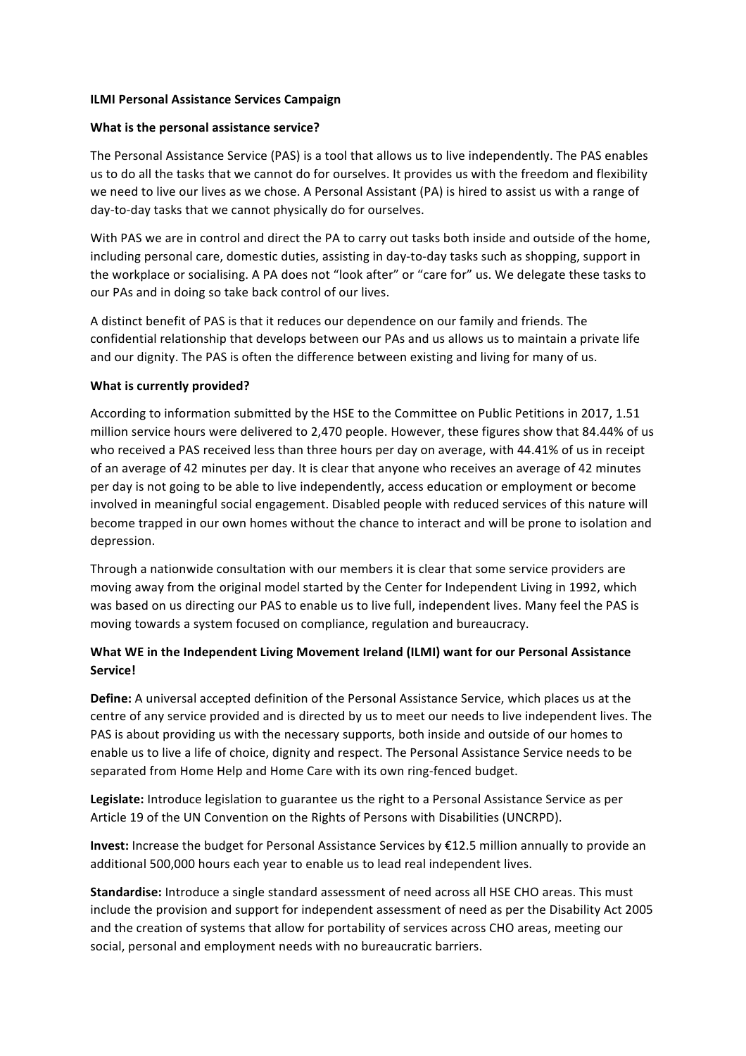**ILMI Personal Assistance Services Campaign**

**What is the personal assistance service?**

The Personal Assistance Service (PAS) is a tool that allows us to live independently. The PAS enables us to do all the tasks that we cannot do for ourselves. It provides us with the freedom and flexibility we need to live our lives as we chose. A Personal Assistant (PA) is hired to assist us with a range of day-to-day tasks that we cannot physically do for ourselves.

With PAS we are in control and direct the PA to carry out tasks both inside and outside of the home, including personal care, domestic duties, assisting in day-to-day tasks such as shopping, support in the workplace or socialising. A PA does not "look after" or "care for" us. We delegate these tasks to our PAs and in doing so take back control of our lives.

A distinct benefit of PAS is that it reduces our dependence on our family and friends. The confidential relationship that develops between our PAs and us allows us to maintain a private life and our dignity. The PAS is often the difference between existing and living for many of us.

**What is currently provided?**

According to information submitted by the HSE to the Committee on Public Petitions in 2017, 1.51 million service hours were delivered to 2,470 people. However, these figures show that 84.44% of us who received a PAS received less than three hours per day on average, with 44.41% of us in receipt of an average of 42 minutes per day. It is clear that anyone who receives an average of 42 minutes per day is not going to be able to live independently, access education or employment or become involved in meaningful social engagement. Disabled people with reduced services of this nature will become trapped in our own homes without the chance to interact and will be prone to isolation and depression.

Through a nationwide consultation with our members it is clear that some service providers are moving away from the original model started by the Center for Independent Living in 1992, which was based on us directing our PAS to enable us to live full, independent lives. Many feel the PAS is moving towards a system focused on compliance, regulation and bureaucracy.

**What WE in the Independent Living Movement Ireland (ILMI) want for our Personal Assistance Service!**

**Define:** A universal accepted definition of the Personal Assistance Service, which places us at the centre of any service provided and is directed by us to meet our needs to live independent lives. The PAS is about providing us with the necessary supports, both inside and outside of our homes to enable us to live a life of choice, dignity and respect. The Personal Assistance Service needs to be separated from Home Help and Home Care with its own ring-fenced budget.

**Legislate:** Introduce legislation to guarantee us the right to a Personal Assistance Service as per Article 19 of the UN Convention on the Rights of Persons with Disabilities (UNCRPD).

**Invest:** Increase the budget for Personal Assistance Services by €12.5 million annually to provide an additional 500,000 hours each year to enable us to lead real independent lives.

**Standardise:** Introduce a single standard assessment of need across all HSE CHO areas. This must include the provision and support for independent assessment of need as per the Disability Act 2005 and the creation of systems that allow for portability of services across CHO areas, meeting our social, personal and employment needs with no bureaucratic barriers.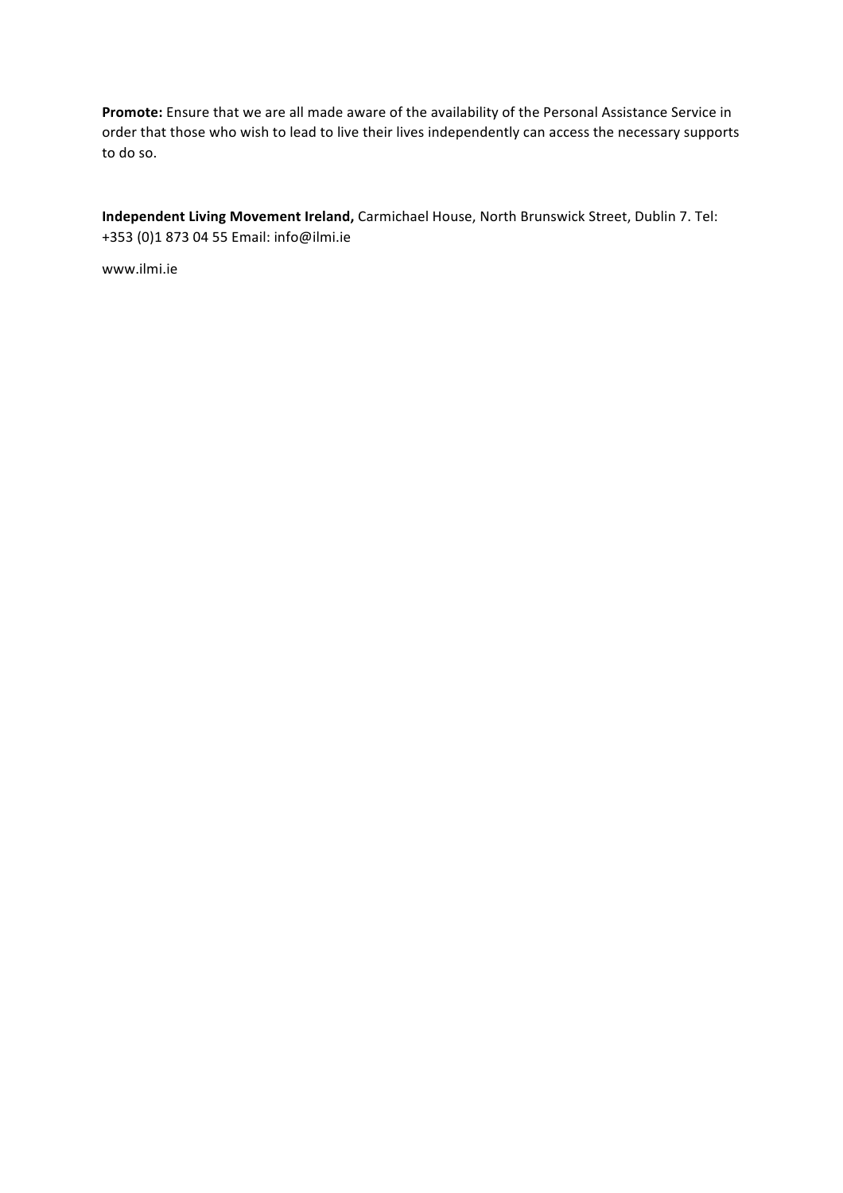**Promote:** Ensure that we are all made aware of the availability of the Personal Assistance Service in order that those who wish to lead to live their lives independently can access the necessary supports to do so.

**Independent Living Movement Ireland,** Carmichael House, North Brunswick Street, Dublin 7. Tel: +353 (0)1 873 04 55 Email: info@ilmi.ie

www.ilmi.ie